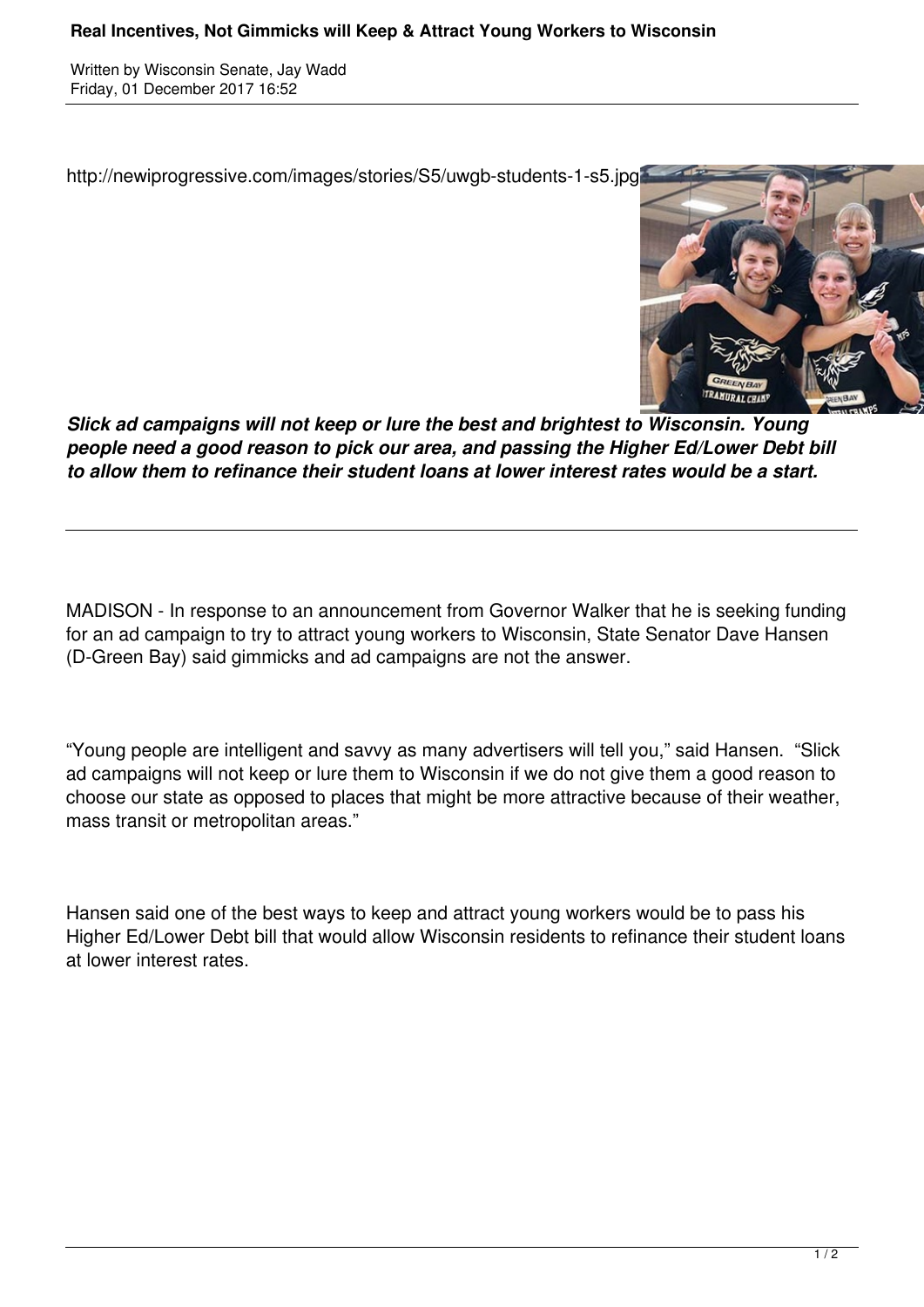# Real Incentives, Not Gimmicks will Keep & Attract Young Workers to Wisconsin

Written by Wisconsin Senate, Jay Wadd
Friday, 01 December 2017 16:52

http://newiprogressive.com/images/stories/S5/uwgb-students-1-s5.jpg

***Slick ad campaigns will not keep or lure the best and brightest to Wisconsin. Young people need a good reason to pick our area, and passing the Higher Ed/Lower Debt bill to allow them to refinance their student loans at lower interest rates would be a start.***

---

MADISON - In response to an announcement from Governor Walker that he is seeking funding for an ad campaign to try to attract young workers to Wisconsin, State Senator Dave Hansen (D-Green Bay) said gimmicks and ad campaigns are not the answer.

"Young people are intelligent and savvy as many advertisers will tell you," said Hansen. "Slick ad campaigns will not keep or lure them to Wisconsin if we do not give them a good reason to choose our state as opposed to places that might be more attractive because of their weather, mass transit or metropolitan areas."

Hansen said one of the best ways to keep and attract young workers would be to pass his Higher Ed/Lower Debt bill that would allow Wisconsin residents to refinance their student loans at lower interest rates.